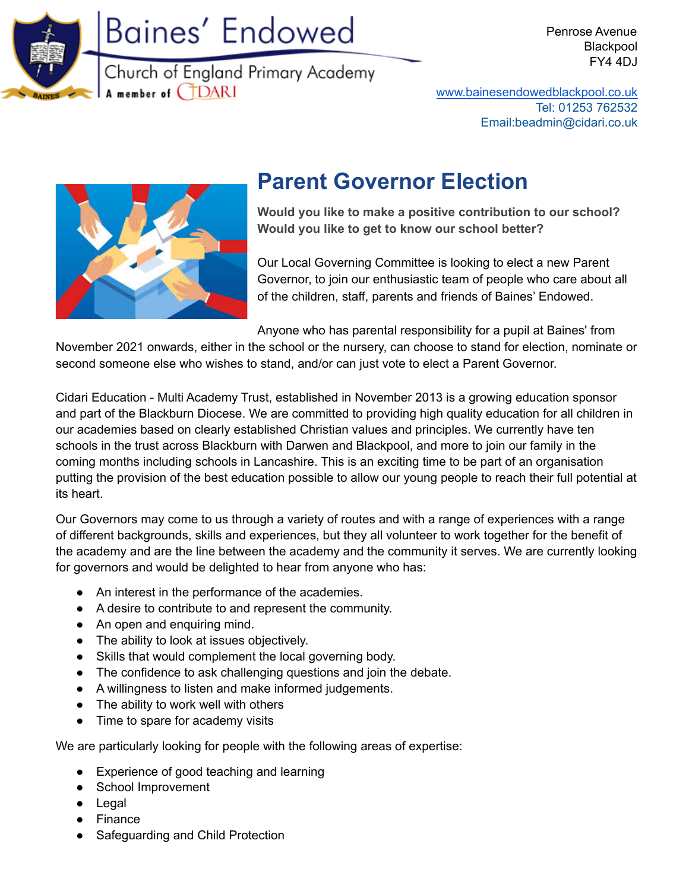Baines' Endowed
Church of England Primary Academy
A member of CIDARI

Penrose Avenue
Blackpool
FY4 4DJ

www.bainesendowedblackpool.co.uk
Tel: 01253 762532
Email:beadmin@cidari.co.uk

# Parent Governor Election

**Would you like to make a positive contribution to our school?**
**Would you like to get to know our school better?**

Our Local Governing Committee is looking to elect a new Parent Governor, to join our enthusiastic team of people who care about all of the children, staff, parents and friends of Baines' Endowed.

Anyone who has parental responsibility for a pupil at Baines' from November 2021 onwards, either in the school or the nursery, can choose to stand for election, nominate or second someone else who wishes to stand, and/or can just vote to elect a Parent Governor.

Cidari Education - Multi Academy Trust, established in November 2013 is a growing education sponsor and part of the Blackburn Diocese. We are committed to providing high quality education for all children in our academies based on clearly established Christian values and principles. We currently have ten schools in the trust across Blackburn with Darwen and Blackpool, and more to join our family in the coming months including schools in Lancashire. This is an exciting time to be part of an organisation putting the provision of the best education possible to allow our young people to reach their full potential at its heart.

Our Governors may come to us through a variety of routes and with a range of experiences with a range of different backgrounds, skills and experiences, but they all volunteer to work together for the benefit of the academy and are the line between the academy and the community it serves. We are currently looking for governors and would be delighted to hear from anyone who has:

- An interest in the performance of the academies.
- A desire to contribute to and represent the community.
- An open and enquiring mind.
- The ability to look at issues objectively.
- Skills that would complement the local governing body.
- The confidence to ask challenging questions and join the debate.
- A willingness to listen and make informed judgements.
- The ability to work well with others
- Time to spare for academy visits

We are particularly looking for people with the following areas of expertise:

- Experience of good teaching and learning
- School Improvement
- Legal
- Finance
- Safeguarding and Child Protection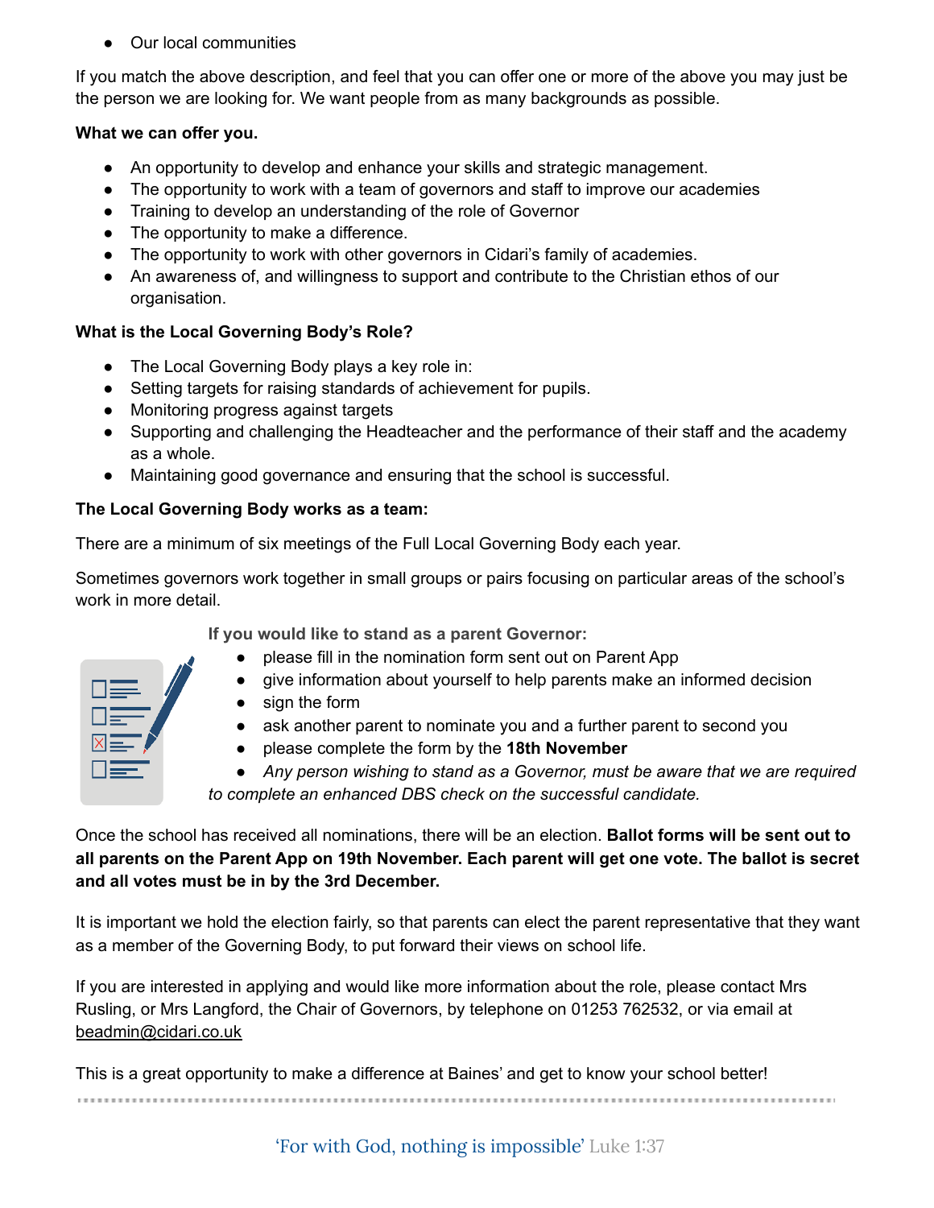- Our local communities

If you match the above description, and feel that you can offer one or more of the above you may just be the person we are looking for. We want people from as many backgrounds as possible.

**What we can offer you.**

- An opportunity to develop and enhance your skills and strategic management.
- The opportunity to work with a team of governors and staff to improve our academies
- Training to develop an understanding of the role of Governor
- The opportunity to make a difference.
- The opportunity to work with other governors in Cidari's family of academies.
- An awareness of, and willingness to support and contribute to the Christian ethos of our organisation.

**What is the Local Governing Body's Role?**

- The Local Governing Body plays a key role in:
- Setting targets for raising standards of achievement for pupils.
- Monitoring progress against targets
- Supporting and challenging the Headteacher and the performance of their staff and the academy as a whole.
- Maintaining good governance and ensuring that the school is successful.

**The Local Governing Body works as a team:**

There are a minimum of six meetings of the Full Local Governing Body each year.

Sometimes governors work together in small groups or pairs focusing on particular areas of the school's work in more detail.

**If you would like to stand as a parent Governor:**

- please fill in the nomination form sent out on Parent App
- give information about yourself to help parents make an informed decision
- sign the form
- ask another parent to nominate you and a further parent to second you
- please complete the form by the **18th November**
- *Any person wishing to stand as a Governor, must be aware that we are required to complete an enhanced DBS check on the successful candidate.*

Once the school has received all nominations, there will be an election. **Ballot forms will be sent out to all parents on the Parent App on 19th November. Each parent will get one vote. The ballot is secret and all votes must be in by the 3rd December.**

It is important we hold the election fairly, so that parents can elect the parent representative that they want as a member of the Governing Body, to put forward their views on school life.

If you are interested in applying and would like more information about the role, please contact Mrs Rusling, or Mrs Langford, the Chair of Governors, by telephone on 01253 762532, or via email at beadmin@cidari.co.uk

This is a great opportunity to make a difference at Baines' and get to know your school better!

'For with God, nothing is impossible' Luke 1:37